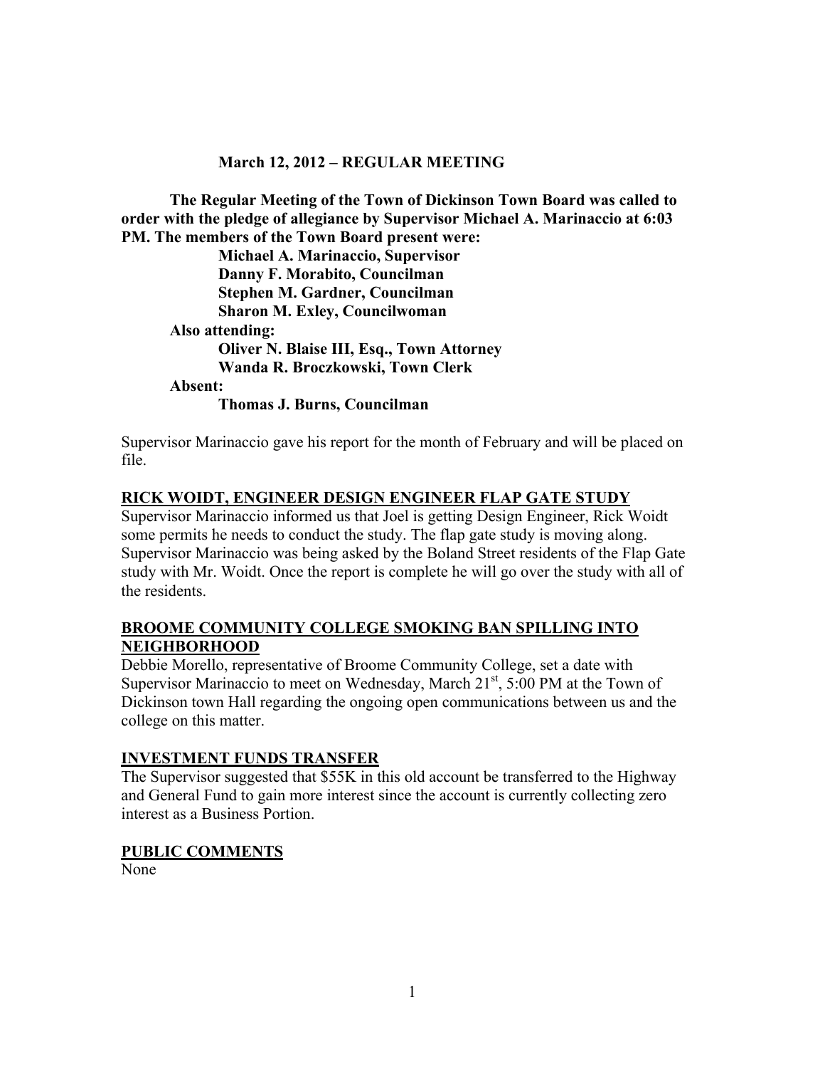**March 12, 2012 – REGULAR MEETING**

**The Regular Meeting of the Town of Dickinson Town Board was called to order with the pledge of allegiance by Supervisor Michael A. Marinaccio at 6:03 PM. The members of the Town Board present were:**

**Michael A. Marinaccio, Supervisor**
**Danny F. Morabito, Councilman**
**Stephen M. Gardner, Councilman**
**Sharon M. Exley, Councilwoman**

**Also attending:**

**Oliver N. Blaise III, Esq., Town Attorney**
**Wanda R. Broczkowski, Town Clerk**

**Absent:**

**Thomas J. Burns, Councilman**

Supervisor Marinaccio gave his report for the month of February and will be placed on file.

**RICK WOIDT, ENGINEER DESIGN ENGINEER FLAP GATE STUDY**

Supervisor Marinaccio informed us that Joel is getting Design Engineer, Rick Woidt some permits he needs to conduct the study. The flap gate study is moving along. Supervisor Marinaccio was being asked by the Boland Street residents of the Flap Gate study with Mr. Woidt. Once the report is complete he will go over the study with all of the residents.

**BROOME COMMUNITY COLLEGE SMOKING BAN SPILLING INTO NEIGHBORHOOD**

Debbie Morello, representative of Broome Community College, set a date with Supervisor Marinaccio to meet on Wednesday, March 21st, 5:00 PM at the Town of Dickinson town Hall regarding the ongoing open communications between us and the college on this matter.

**INVESTMENT FUNDS TRANSFER**

The Supervisor suggested that $55K in this old account be transferred to the Highway and General Fund to gain more interest since the account is currently collecting zero interest as a Business Portion.

**PUBLIC COMMENTS**

None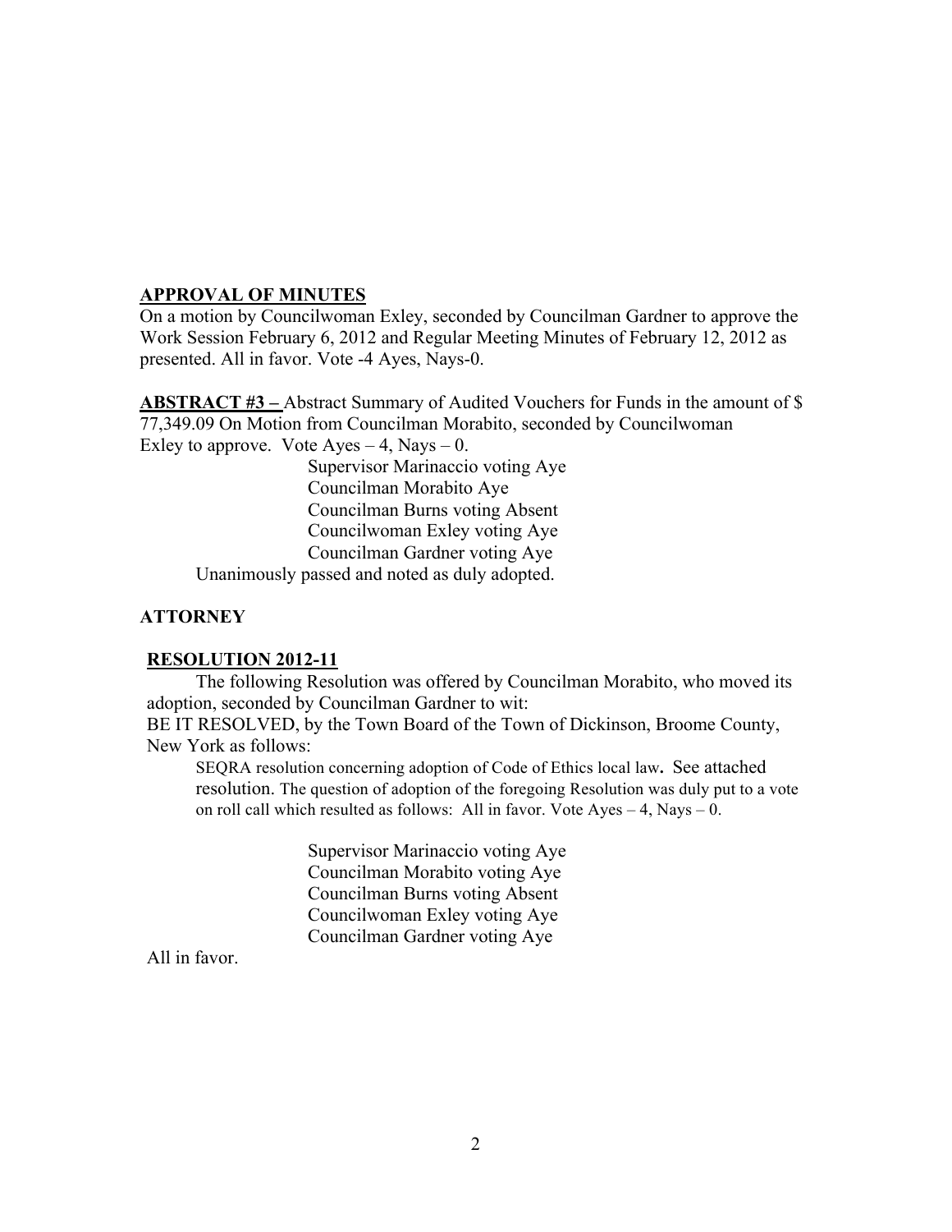**APPROVAL OF MINUTES**

On a motion by Councilwoman Exley, seconded by Councilman Gardner to approve the Work Session February 6, 2012 and Regular Meeting Minutes of February 12, 2012 as presented. All in favor. Vote -4 Ayes, Nays-0.

**ABSTRACT #3 –** Abstract Summary of Audited Vouchers for Funds in the amount of $ 77,349.09 On Motion from Councilman Morabito, seconded by Councilwoman Exley to approve. Vote Ayes – 4, Nays – 0.

Supervisor Marinaccio voting Aye
Councilman Morabito Aye
Councilman Burns voting Absent
Councilwoman Exley voting Aye
Councilman Gardner voting Aye

Unanimously passed and noted as duly adopted.

**ATTORNEY**

**RESOLUTION 2012-11**

The following Resolution was offered by Councilman Morabito, who moved its adoption, seconded by Councilman Gardner to wit:

BE IT RESOLVED, by the Town Board of the Town of Dickinson, Broome County, New York as follows:

SEQRA resolution concerning adoption of Code of Ethics local law. See attached resolution. The question of adoption of the foregoing Resolution was duly put to a vote on roll call which resulted as follows: All in favor. Vote Ayes – 4, Nays – 0.

Supervisor Marinaccio voting Aye
Councilman Morabito voting Aye
Councilman Burns voting Absent
Councilwoman Exley voting Aye
Councilman Gardner voting Aye

All in favor.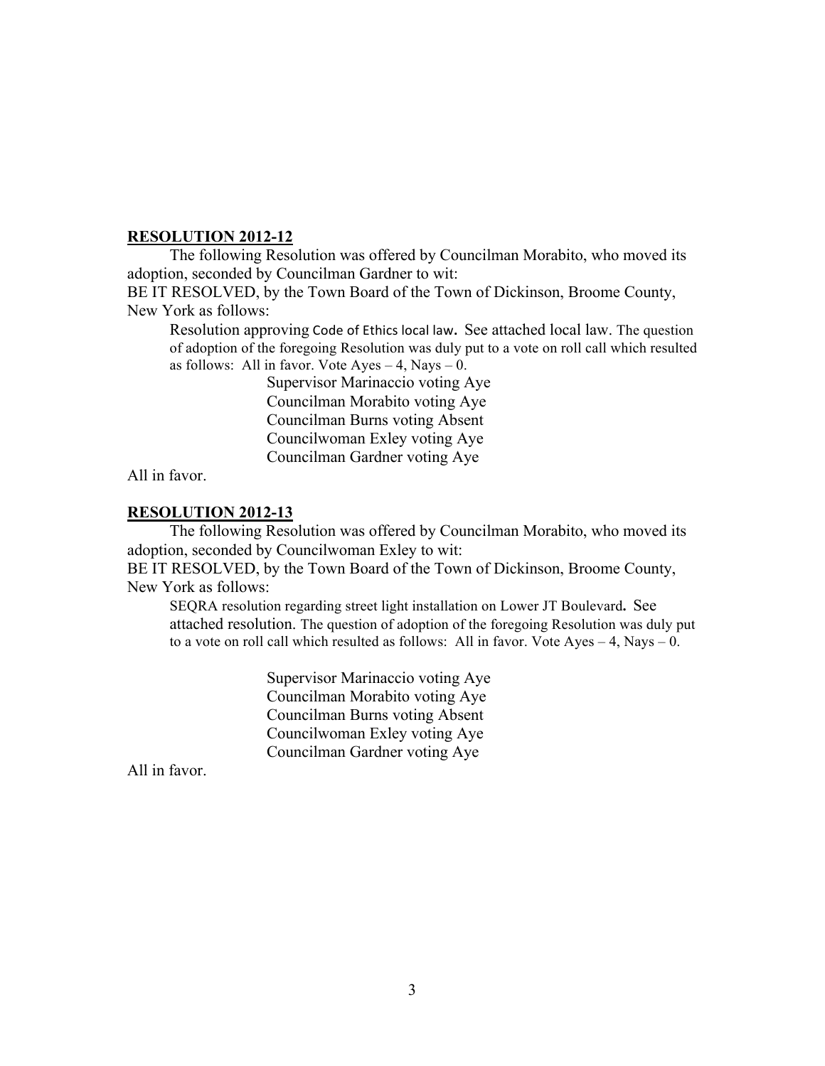**RESOLUTION 2012-12**

The following Resolution was offered by Councilman Morabito, who moved its adoption, seconded by Councilman Gardner to wit:

BE IT RESOLVED, by the Town Board of the Town of Dickinson, Broome County, New York as follows:

Resolution approving Code of Ethics local law**.** See attached local law. The question of adoption of the foregoing Resolution was duly put to a vote on roll call which resulted as follows: All in favor. Vote Ayes – 4, Nays – 0.

Supervisor Marinaccio voting Aye
Councilman Morabito voting Aye
Councilman Burns voting Absent
Councilwoman Exley voting Aye
Councilman Gardner voting Aye

All in favor.

**RESOLUTION 2012-13**

The following Resolution was offered by Councilman Morabito, who moved its adoption, seconded by Councilwoman Exley to wit:

BE IT RESOLVED, by the Town Board of the Town of Dickinson, Broome County, New York as follows:

SEQRA resolution regarding street light installation on Lower JT Boulevard**.** See attached resolution. The question of adoption of the foregoing Resolution was duly put to a vote on roll call which resulted as follows: All in favor. Vote Ayes – 4, Nays – 0.

Supervisor Marinaccio voting Aye
Councilman Morabito voting Aye
Councilman Burns voting Absent
Councilwoman Exley voting Aye
Councilman Gardner voting Aye

All in favor.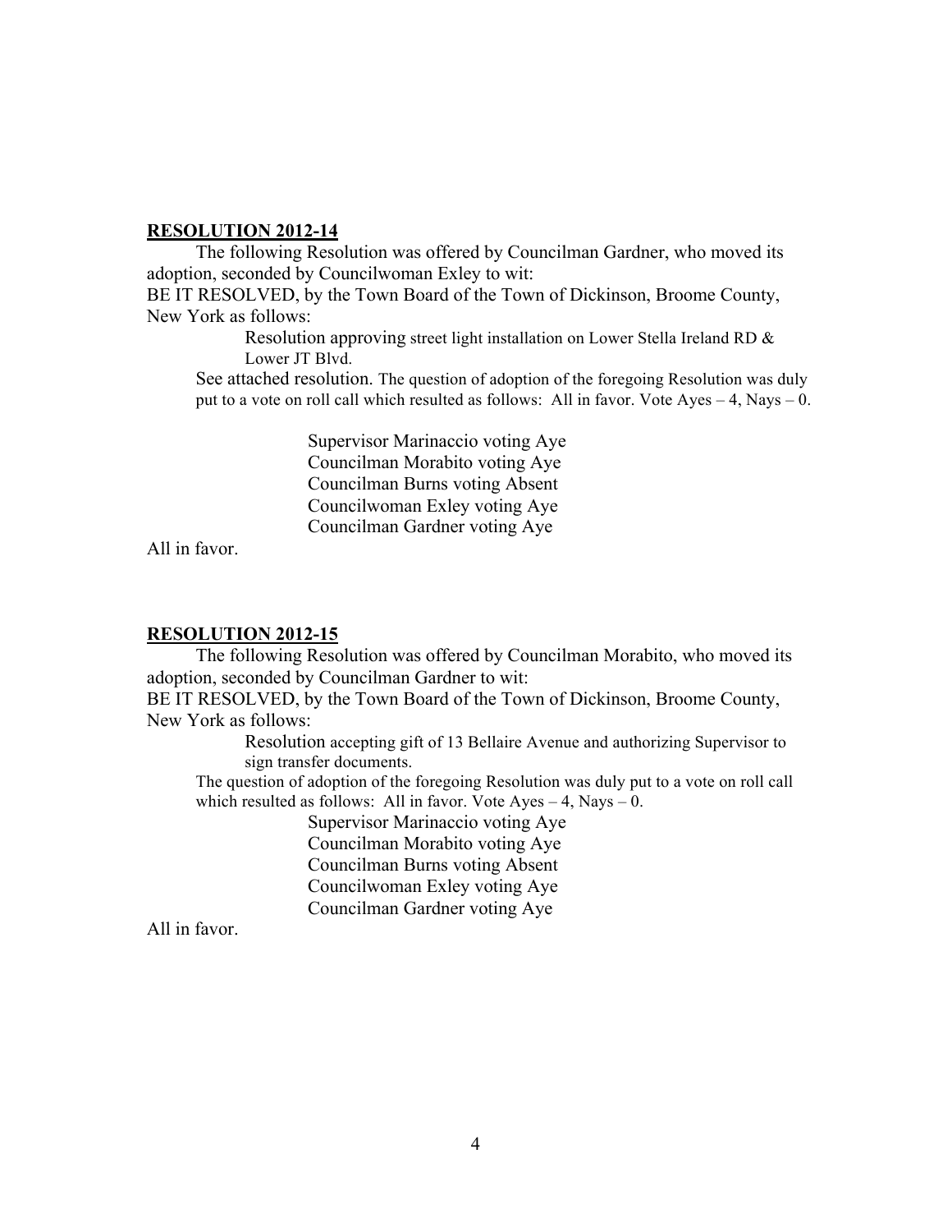**RESOLUTION 2012-14**

The following Resolution was offered by Councilman Gardner, who moved its adoption, seconded by Councilwoman Exley to wit:

BE IT RESOLVED, by the Town Board of the Town of Dickinson, Broome County, New York as follows:

Resolution approving street light installation on Lower Stella Ireland RD & Lower JT Blvd.

See attached resolution. The question of adoption of the foregoing Resolution was duly put to a vote on roll call which resulted as follows: All in favor. Vote Ayes – 4, Nays – 0.

Supervisor Marinaccio voting Aye
Councilman Morabito voting Aye
Councilman Burns voting Absent
Councilwoman Exley voting Aye
Councilman Gardner voting Aye

All in favor.

**RESOLUTION 2012-15**

The following Resolution was offered by Councilman Morabito, who moved its adoption, seconded by Councilman Gardner to wit:

BE IT RESOLVED, by the Town Board of the Town of Dickinson, Broome County, New York as follows:

Resolution accepting gift of 13 Bellaire Avenue and authorizing Supervisor to sign transfer documents.

The question of adoption of the foregoing Resolution was duly put to a vote on roll call which resulted as follows: All in favor. Vote Ayes – 4, Nays – 0.

Supervisor Marinaccio voting Aye
Councilman Morabito voting Aye
Councilman Burns voting Absent
Councilwoman Exley voting Aye
Councilman Gardner voting Aye

All in favor.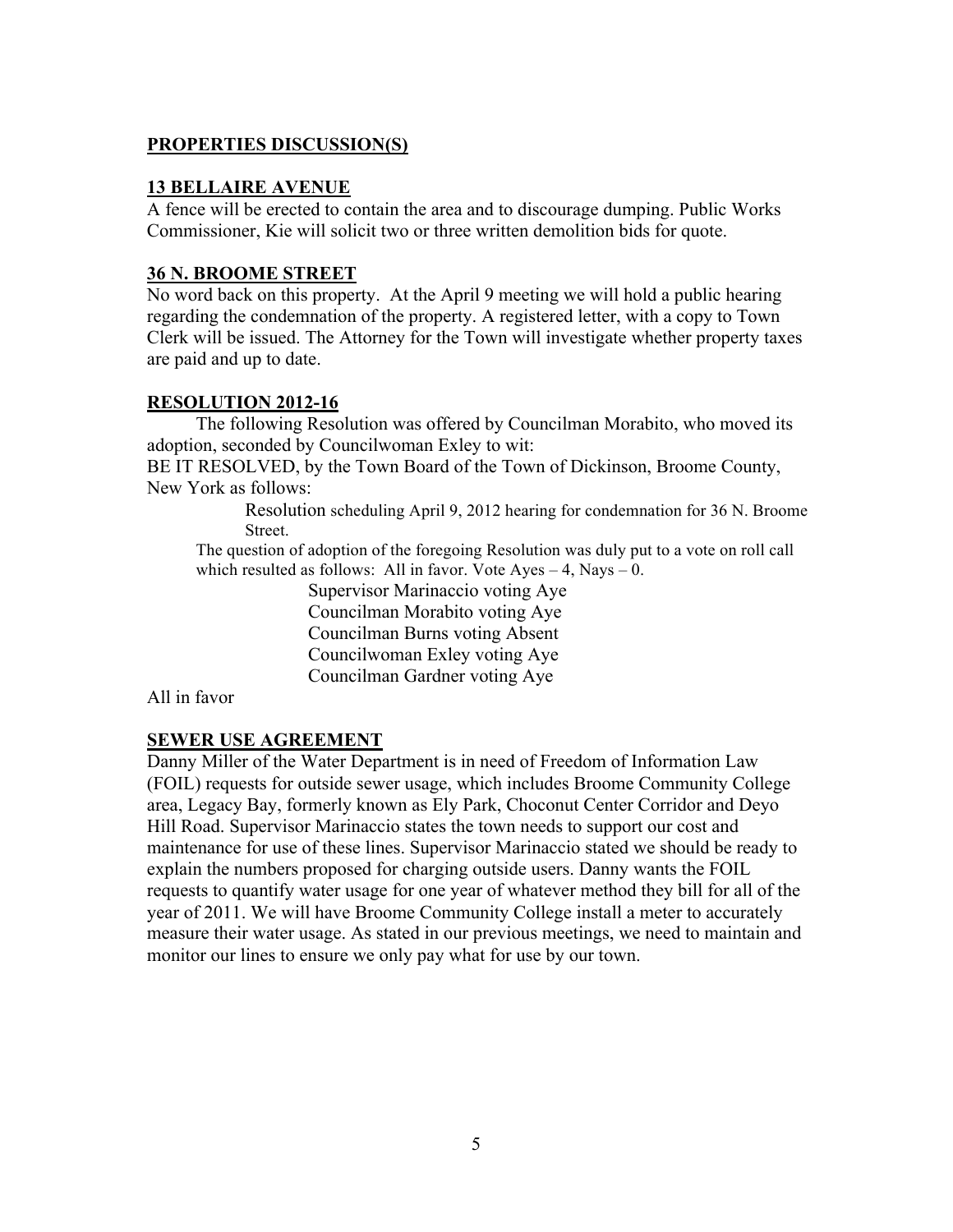**PROPERTIES DISCUSSION(S)**

**13 BELLAIRE AVENUE**

A fence will be erected to contain the area and to discourage dumping. Public Works Commissioner, Kie will solicit two or three written demolition bids for quote.

**36 N. BROOME STREET**

No word back on this property. At the April 9 meeting we will hold a public hearing regarding the condemnation of the property. A registered letter, with a copy to Town Clerk will be issued. The Attorney for the Town will investigate whether property taxes are paid and up to date.

**RESOLUTION 2012-16**

The following Resolution was offered by Councilman Morabito, who moved its adoption, seconded by Councilwoman Exley to wit:

BE IT RESOLVED, by the Town Board of the Town of Dickinson, Broome County, New York as follows:

> Resolution scheduling April 9, 2012 hearing for condemnation for 36 N. Broome Street.

The question of adoption of the foregoing Resolution was duly put to a vote on roll call which resulted as follows: All in favor. Vote Ayes – 4, Nays – 0.

Supervisor Marinaccio voting Aye
Councilman Morabito voting Aye
Councilman Burns voting Absent
Councilwoman Exley voting Aye
Councilman Gardner voting Aye

All in favor

**SEWER USE AGREEMENT**

Danny Miller of the Water Department is in need of Freedom of Information Law (FOIL) requests for outside sewer usage, which includes Broome Community College area, Legacy Bay, formerly known as Ely Park, Choconut Center Corridor and Deyo Hill Road. Supervisor Marinaccio states the town needs to support our cost and maintenance for use of these lines. Supervisor Marinaccio stated we should be ready to explain the numbers proposed for charging outside users. Danny wants the FOIL requests to quantify water usage for one year of whatever method they bill for all of the year of 2011. We will have Broome Community College install a meter to accurately measure their water usage. As stated in our previous meetings, we need to maintain and monitor our lines to ensure we only pay what for use by our town.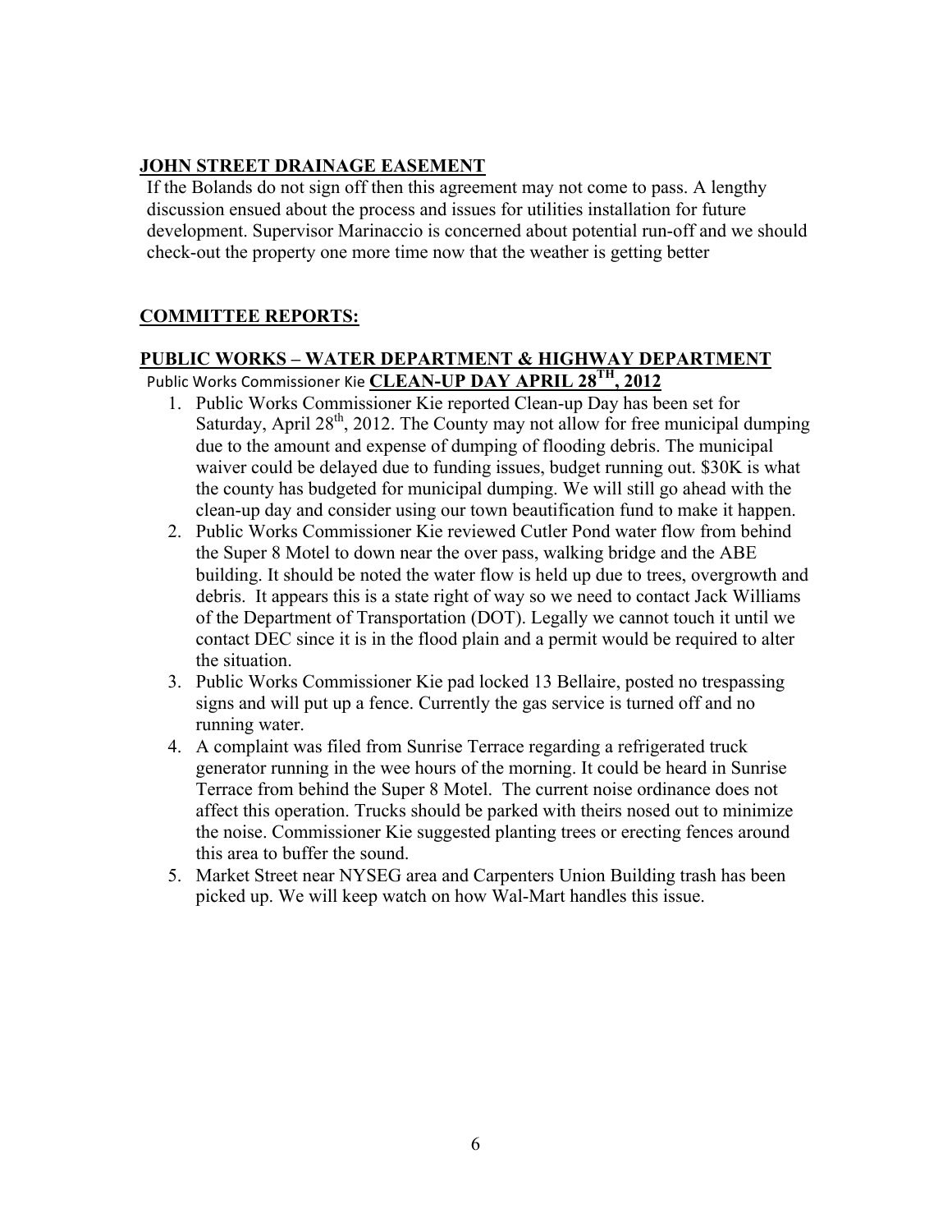## JOHN STREET DRAINAGE EASEMENT

If the Bolands do not sign off then this agreement may not come to pass. A lengthy discussion ensued about the process and issues for utilities installation for future development. Supervisor Marinaccio is concerned about potential run-off and we should check-out the property one more time now that the weather is getting better

## COMMITTEE REPORTS:

## PUBLIC WORKS – WATER DEPARTMENT & HIGHWAY DEPARTMENT

Public Works Commissioner Kie **CLEAN-UP DAY APRIL 28TH, 2012**

1. Public Works Commissioner Kie reported Clean-up Day has been set for Saturday, April 28th, 2012. The County may not allow for free municipal dumping due to the amount and expense of dumping of flooding debris. The municipal waiver could be delayed due to funding issues, budget running out. $30K is what the county has budgeted for municipal dumping. We will still go ahead with the clean-up day and consider using our town beautification fund to make it happen.
2. Public Works Commissioner Kie reviewed Cutler Pond water flow from behind the Super 8 Motel to down near the over pass, walking bridge and the ABE building. It should be noted the water flow is held up due to trees, overgrowth and debris. It appears this is a state right of way so we need to contact Jack Williams of the Department of Transportation (DOT). Legally we cannot touch it until we contact DEC since it is in the flood plain and a permit would be required to alter the situation.
3. Public Works Commissioner Kie pad locked 13 Bellaire, posted no trespassing signs and will put up a fence. Currently the gas service is turned off and no running water.
4. A complaint was filed from Sunrise Terrace regarding a refrigerated truck generator running in the wee hours of the morning. It could be heard in Sunrise Terrace from behind the Super 8 Motel. The current noise ordinance does not affect this operation. Trucks should be parked with theirs nosed out to minimize the noise. Commissioner Kie suggested planting trees or erecting fences around this area to buffer the sound.
5. Market Street near NYSEG area and Carpenters Union Building trash has been picked up. We will keep watch on how Wal-Mart handles this issue.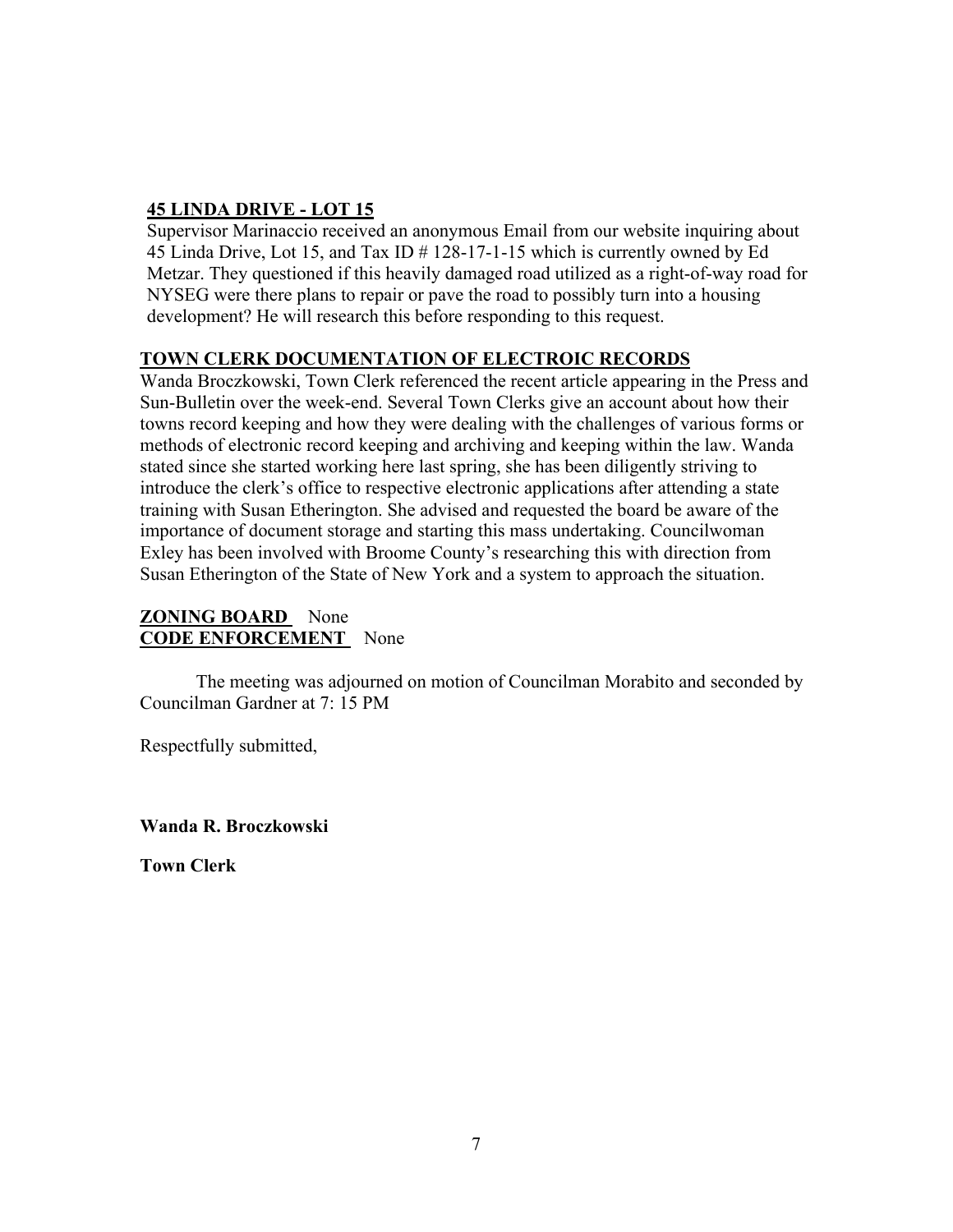**45 LINDA DRIVE - LOT 15**

Supervisor Marinaccio received an anonymous Email from our website inquiring about 45 Linda Drive, Lot 15, and Tax ID # 128-17-1-15 which is currently owned by Ed Metzar. They questioned if this heavily damaged road utilized as a right-of-way road for NYSEG were there plans to repair or pave the road to possibly turn into a housing development? He will research this before responding to this request.

**TOWN CLERK DOCUMENTATION OF ELECTROIC RECORDS**

Wanda Broczkowski, Town Clerk referenced the recent article appearing in the Press and Sun-Bulletin over the week-end. Several Town Clerks give an account about how their towns record keeping and how they were dealing with the challenges of various forms or methods of electronic record keeping and archiving and keeping within the law. Wanda stated since she started working here last spring, she has been diligently striving to introduce the clerk's office to respective electronic applications after attending a state training with Susan Etherington. She advised and requested the board be aware of the importance of document storage and starting this mass undertaking. Councilwoman Exley has been involved with Broome County's researching this with direction from Susan Etherington of the State of New York and a system to approach the situation.

**ZONING BOARD** None
**CODE ENFORCEMENT** None

The meeting was adjourned on motion of Councilman Morabito and seconded by Councilman Gardner at 7: 15 PM

Respectfully submitted,

**Wanda R. Broczkowski**

**Town Clerk**